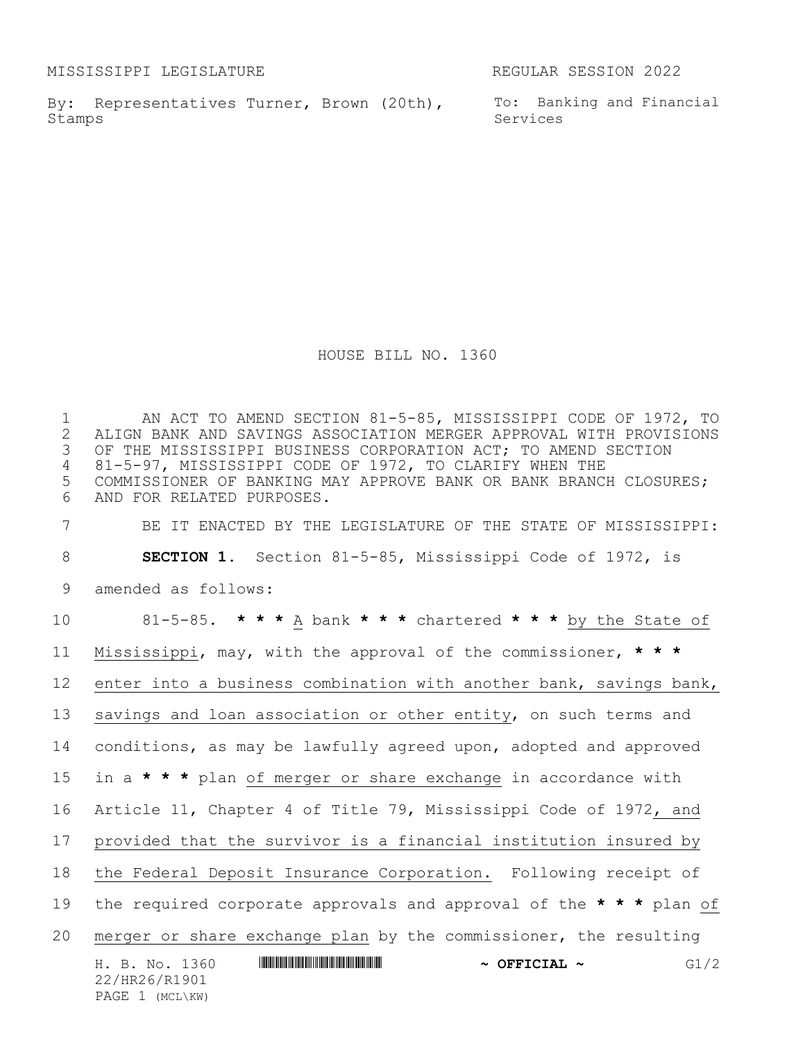MISSISSIPPI LEGISLATURE REGULAR SESSION 2022

By: Representatives Turner, Brown (20th), Stamps

To: Banking and Financial Services

# HOUSE BILL NO. 1360

AN ACT TO AMEND SECTION 81-5-85, MISSISSIPPI CODE OF 1972, TO ALIGN BANK AND SAVINGS ASSOCIATION MERGER APPROVAL WITH PROVISIONS OF THE MISSISSIPPI BUSINESS CORPORATION ACT; TO AMEND SECTION 81-5-97, MISSISSIPPI CODE OF 1972, TO CLARIFY WHEN THE COMMISSIONER OF BANKING MAY APPROVE BANK OR BANK BRANCH CLOSURES; AND FOR RELATED PURPOSES.

BE IT ENACTED BY THE LEGISLATURE OF THE STATE OF MISSISSIPPI:

**SECTION 1.** Section 81-5-85, Mississippi Code of 1972, is amended as follows:

81-5-85. **\* \* \*** A bank **\* \* \*** chartered **\* \* \*** by the State of Mississippi, may, with the approval of the commissioner, **\* \* \*** enter into a business combination with another bank, savings bank, savings and loan association or other entity, on such terms and conditions, as may be lawfully agreed upon, adopted and approved in a **\* \* \*** plan of merger or share exchange in accordance with Article 11, Chapter 4 of Title 79, Mississippi Code of 1972, and provided that the survivor is a financial institution insured by the Federal Deposit Insurance Corporation. Following receipt of the required corporate approvals and approval of the **\* \* \*** plan of merger or share exchange plan by the commissioner, the resulting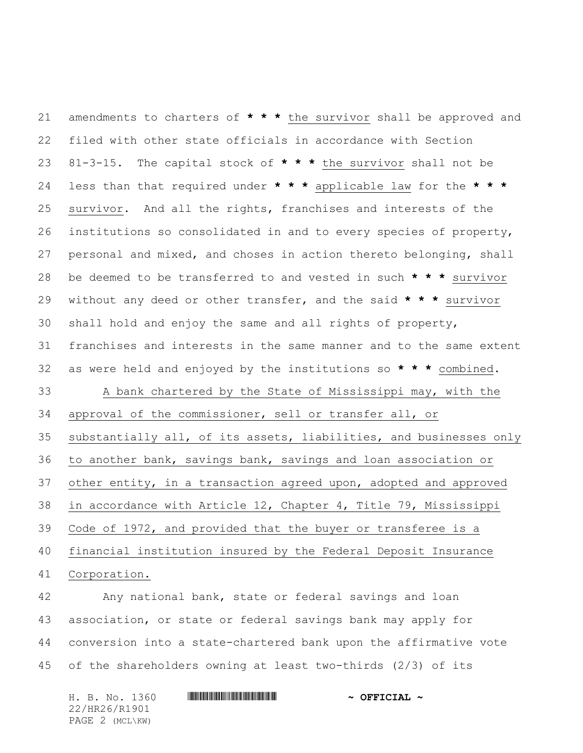amendments to charters of **\* \* \*** the survivor shall be approved and filed with other state officials in accordance with Section 81-3-15. The capital stock of **\* \* \*** the survivor shall not be less than that required under **\* \* \*** applicable law for the **\* \* \*** survivor. And all the rights, franchises and interests of the institutions so consolidated in and to every species of property, personal and mixed, and choses in action thereto belonging, shall be deemed to be transferred to and vested in such **\* \* \*** survivor without any deed or other transfer, and the said **\* \* \*** survivor shall hold and enjoy the same and all rights of property, franchises and interests in the same manner and to the same extent as were held and enjoyed by the institutions so **\* \* \*** combined.

A bank chartered by the State of Mississippi may, with the approval of the commissioner, sell or transfer all, or substantially all, of its assets, liabilities, and businesses only to another bank, savings bank, savings and loan association or other entity, in a transaction agreed upon, adopted and approved in accordance with Article 12, Chapter 4, Title 79, Mississippi Code of 1972, and provided that the buyer or transferee is a financial institution insured by the Federal Deposit Insurance Corporation.

Any national bank, state or federal savings and loan association, or state or federal savings bank may apply for conversion into a state-chartered bank upon the affirmative vote of the shareholders owning at least two-thirds (2/3) of its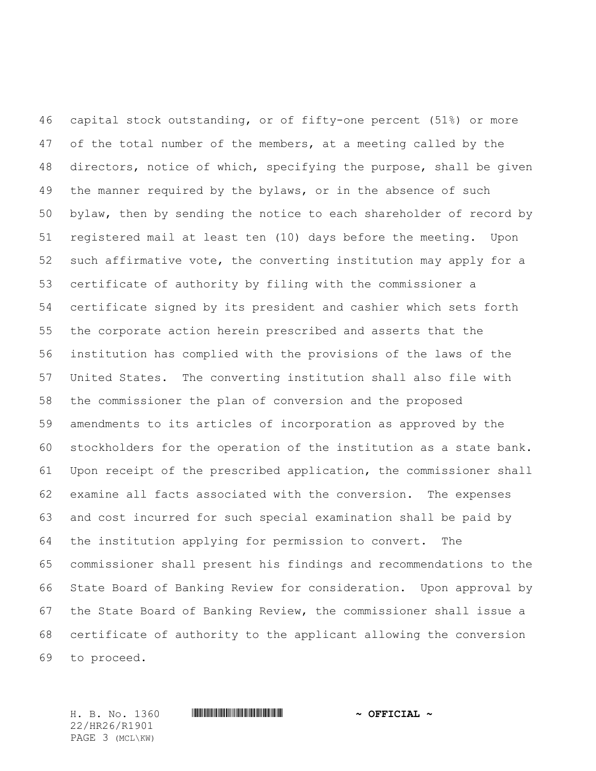capital stock outstanding, or of fifty-one percent (51%) or more of the total number of the members, at a meeting called by the directors, notice of which, specifying the purpose, shall be given the manner required by the bylaws, or in the absence of such bylaw, then by sending the notice to each shareholder of record by registered mail at least ten (10) days before the meeting. Upon such affirmative vote, the converting institution may apply for a certificate of authority by filing with the commissioner a certificate signed by its president and cashier which sets forth the corporate action herein prescribed and asserts that the institution has complied with the provisions of the laws of the United States. The converting institution shall also file with the commissioner the plan of conversion and the proposed amendments to its articles of incorporation as approved by the stockholders for the operation of the institution as a state bank. Upon receipt of the prescribed application, the commissioner shall examine all facts associated with the conversion. The expenses and cost incurred for such special examination shall be paid by the institution applying for permission to convert. The commissioner shall present his findings and recommendations to the State Board of Banking Review for consideration. Upon approval by the State Board of Banking Review, the commissioner shall issue a certificate of authority to the applicant allowing the conversion to proceed.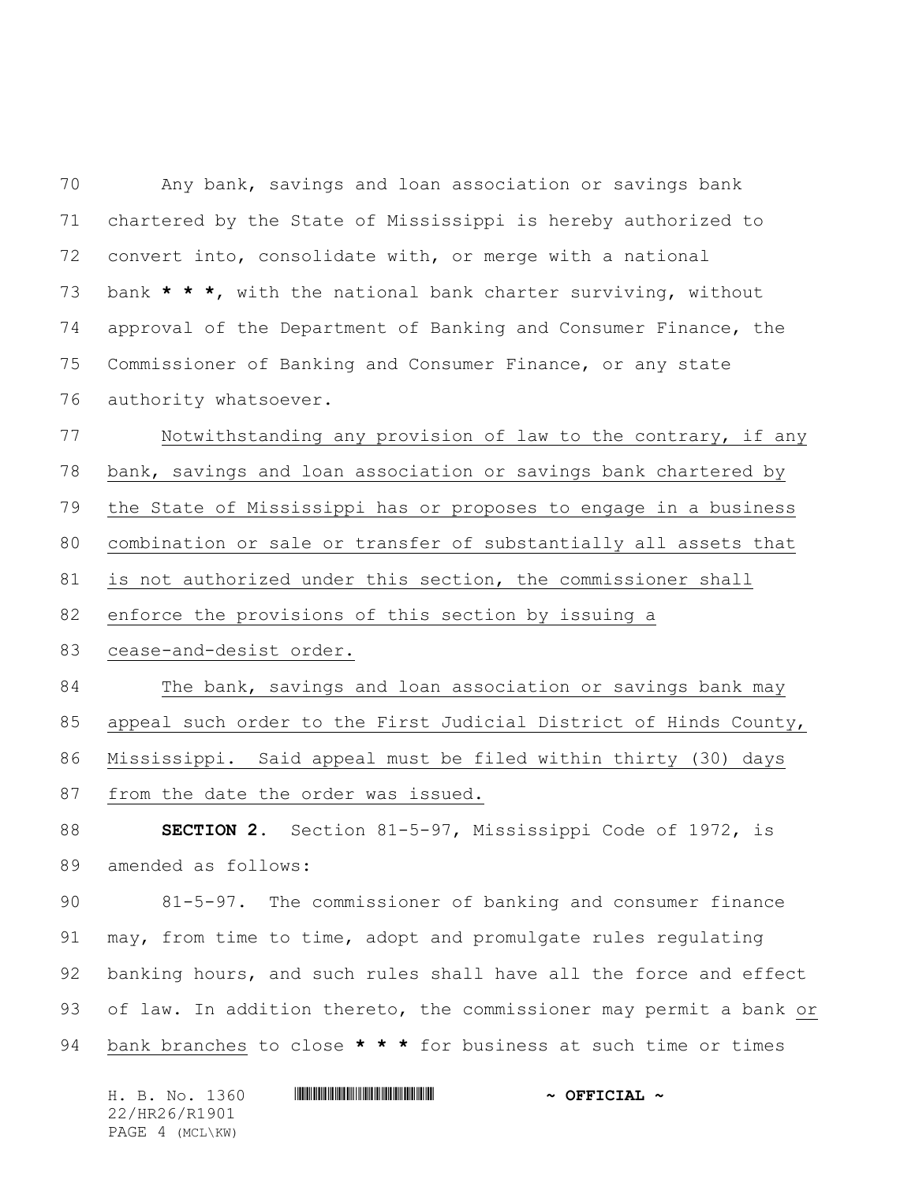Any bank, savings and loan association or savings bank chartered by the State of Mississippi is hereby authorized to convert into, consolidate with, or merge with a national bank *** * ***, with the national bank charter surviving, without approval of the Department of Banking and Consumer Finance, the Commissioner of Banking and Consumer Finance, or any state authority whatsoever.

<u>Notwithstanding any provision of law to the contrary, if any bank, savings and loan association or savings bank chartered by the State of Mississippi has or proposes to engage in a business combination or sale or transfer of substantially all assets that is not authorized under this section, the commissioner shall enforce the provisions of this section by issuing a cease-and-desist order.</u>

<u>The bank, savings and loan association or savings bank may appeal such order to the First Judicial District of Hinds County, Mississippi. Said appeal must be filed within thirty (30) days from the date the order was issued.</u>

**SECTION 2.** Section 81-5-97, Mississippi Code of 1972, is amended as follows:

81-5-97. The commissioner of banking and consumer finance may, from time to time, adopt and promulgate rules regulating banking hours, and such rules shall have all the force and effect of law. In addition thereto, the commissioner may permit a bank <u>or bank branches</u> to close *** * *** for business at such time or times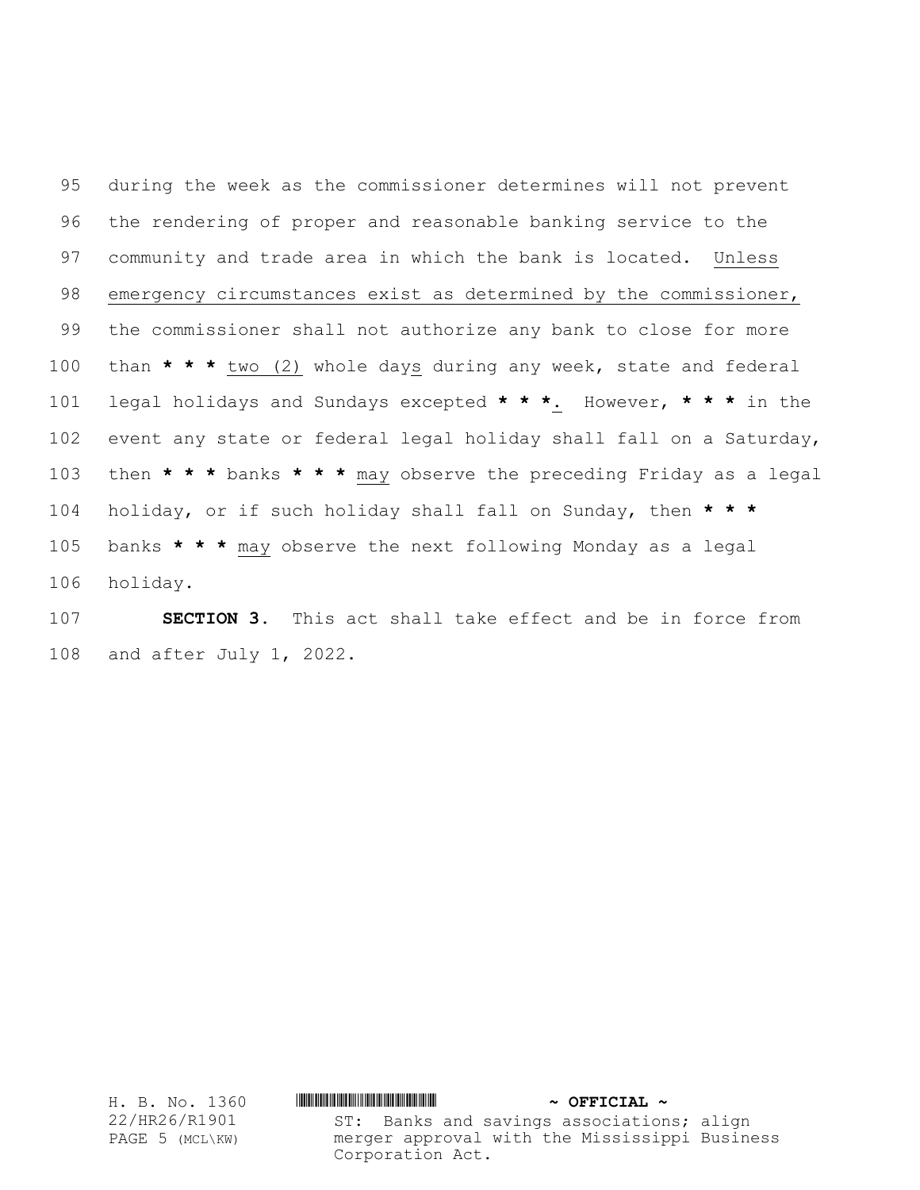during the week as the commissioner determines will not prevent the rendering of proper and reasonable banking service to the community and trade area in which the bank is located. Unless emergency circumstances exist as determined by the commissioner, the commissioner shall not authorize any bank to close for more than **\* \* \*** two (2) whole days during any week, state and federal legal holidays and Sundays excepted **\* \* \***. However, **\* \* \*** in the event any state or federal legal holiday shall fall on a Saturday, then **\* \* \*** banks **\* \* \*** may observe the preceding Friday as a legal holiday, or if such holiday shall fall on Sunday, then **\* \* \*** banks **\* \* \*** may observe the next following Monday as a legal holiday.

**SECTION 3.** This act shall take effect and be in force from and after July 1, 2022.